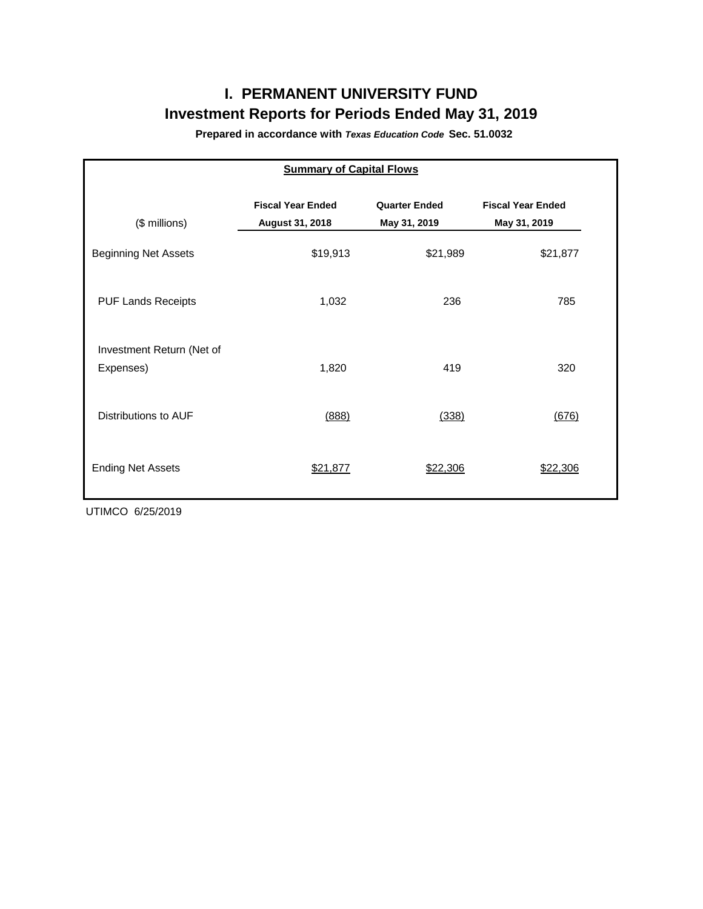# I. PERMANENT UNIVERSITY FUND

## Investment Reports for Periods Ended May 31, 2019

**Prepared in accordance with *Texas Education Code* Sec. 51.0032**

**Summary of Capital Flows**

| ($ millions) | Fiscal Year Ended August 31, 2018 | Quarter Ended May 31, 2019 | Fiscal Year Ended May 31, 2019 |
|---|---|---|---|
| Beginning Net Assets | $19,913 | $21,989 | $21,877 |
| PUF Lands Receipts | 1,032 | 236 | 785 |
| Investment Return (Net of Expenses) | 1,820 | 419 | 320 |
| Distributions to AUF | (888) | (338) | (676) |
| Ending Net Assets | $21,877 | $22,306 | $22,306 |

UTIMCO 6/25/2019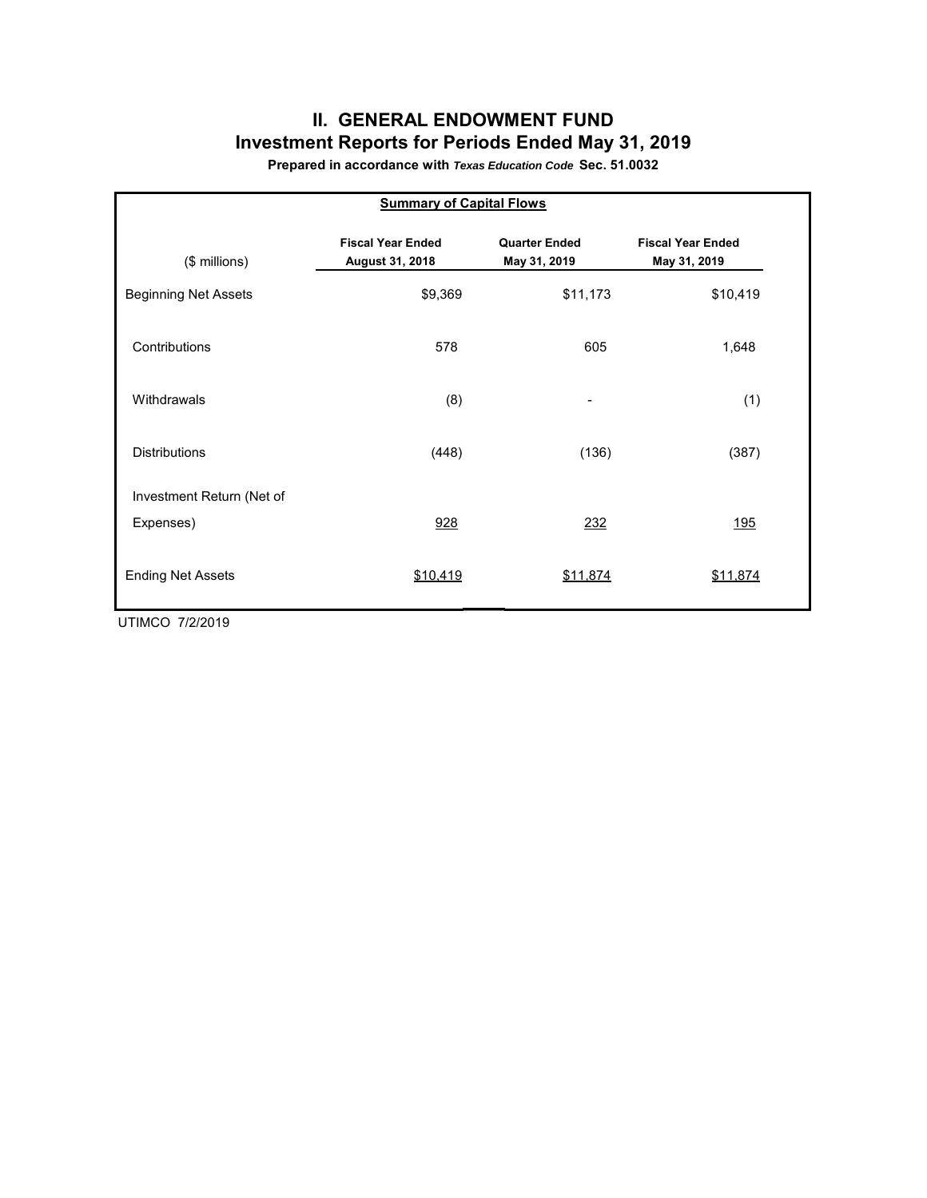# II. GENERAL ENDOWMENT FUND

## Investment Reports for Periods Ended May 31, 2019

**Prepared in accordance with *Texas Education Code* Sec. 51.0032**

**Summary of Capital Flows**

| ($ millions) | Fiscal Year Ended August 31, 2018 | Quarter Ended May 31, 2019 | Fiscal Year Ended May 31, 2019 |
|---|---|---|---|
| Beginning Net Assets | $9,369 | $11,173 | $10,419 |
| Contributions | 578 | 605 | 1,648 |
| Withdrawals | (8) | - | (1) |
| Distributions | (448) | (136) | (387) |
| Investment Return (Net of Expenses) | 928 | 232 | 195 |
| Ending Net Assets | $10,419 | $11,874 | $11,874 |

UTIMCO 7/2/2019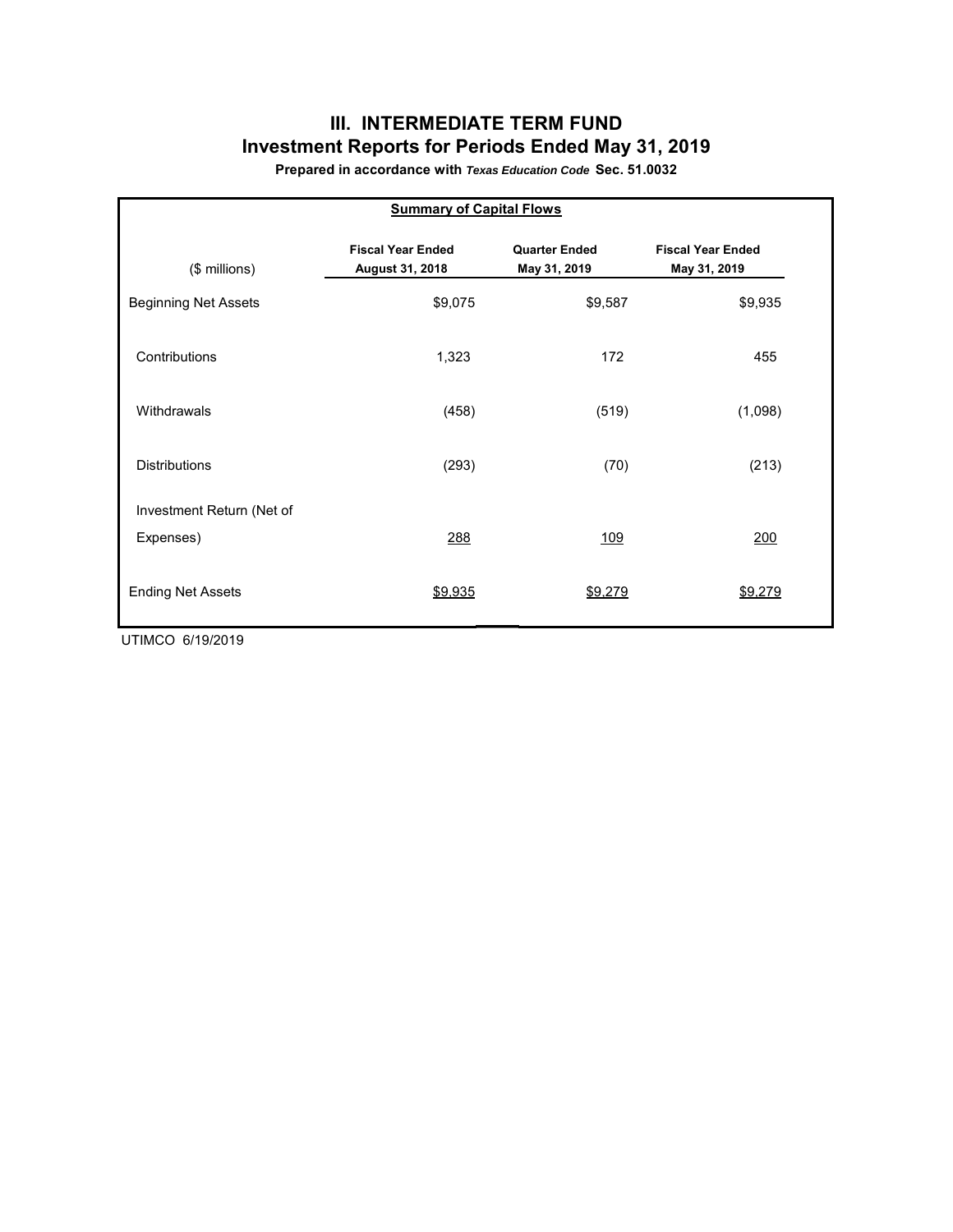# III. INTERMEDIATE TERM FUND

## Investment Reports for Periods Ended May 31, 2019

**Prepared in accordance with *Texas Education Code* Sec. 51.0032**

**Summary of Capital Flows**

| ($ millions) | Fiscal Year Ended August 31, 2018 | Quarter Ended May 31, 2019 | Fiscal Year Ended May 31, 2019 |
|---|---|---|---|
| Beginning Net Assets | $9,075 | $9,587 | $9,935 |
| Contributions | 1,323 | 172 | 455 |
| Withdrawals | (458) | (519) | (1,098) |
| Distributions | (293) | (70) | (213) |
| Investment Return (Net of Expenses) | 288 | 109 | 200 |
| Ending Net Assets | $9,935 | $9,279 | $9,279 |

UTIMCO 6/19/2019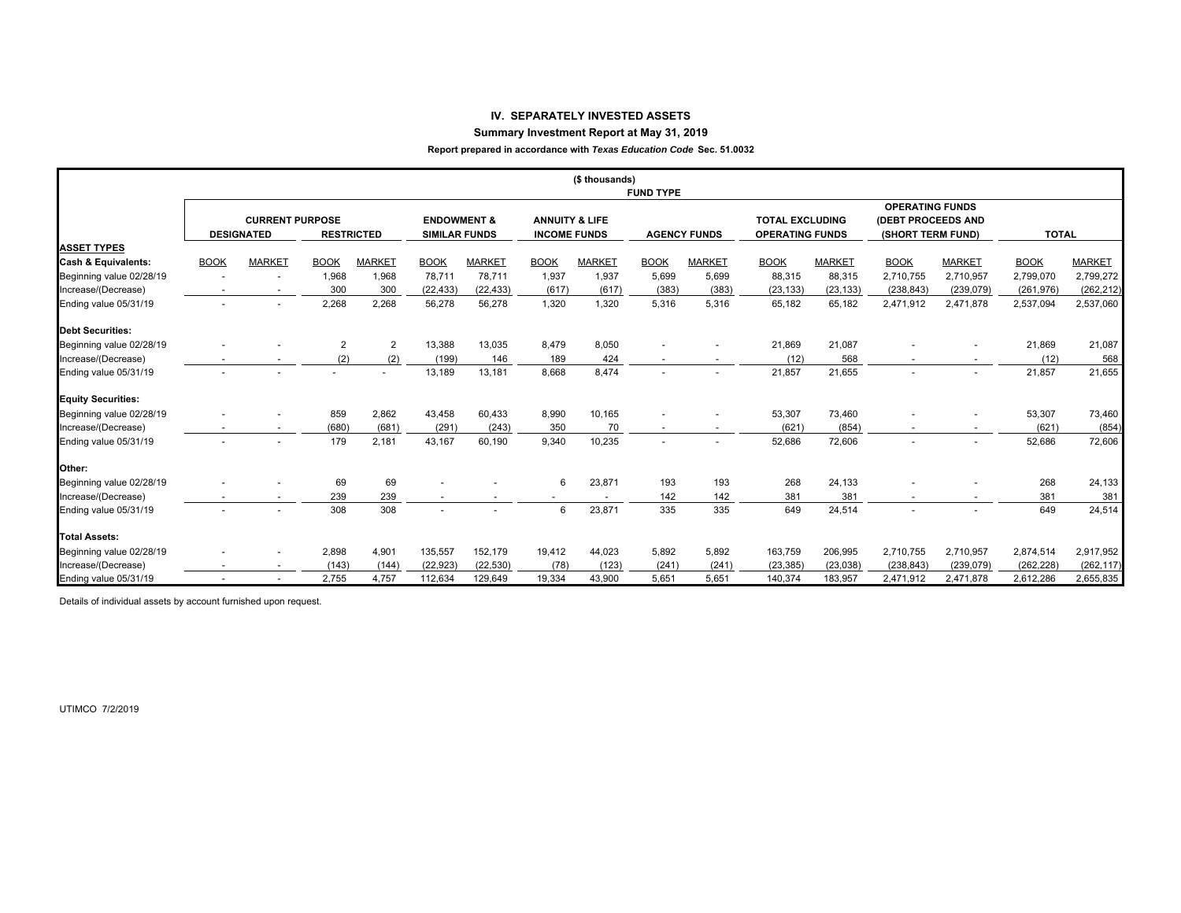# IV. SEPARATELY INVESTED ASSETS

**Summary Investment Report at May 31, 2019**

**Report prepared in accordance with *Texas Education Code* Sec. 51.0032**

| ($ thousands) | | | | | | | | | | | | | | | | |
|---|---|---|---|---|---|---|---|---|---|---|---|---|---|---|---|---|
| | FUND TYPE | | | | | | | | | | | | | | | |
| | CURRENT PURPOSE | | | | ENDOWMENT & SIMILAR FUNDS | | ANNUITY & LIFE INCOME FUNDS | | AGENCY FUNDS | | TOTAL EXCLUDING OPERATING FUNDS | | OPERATING FUNDS (DEBT PROCEEDS AND (SHORT TERM FUND) | | TOTAL | |
| | DESIGNATED | | RESTRICTED | | | | | | | | | | | | | |
| **ASSET TYPES** | | | | | | | | | | | | | | | | |
| **Cash & Equivalents:** | BOOK | MARKET | BOOK | MARKET | BOOK | MARKET | BOOK | MARKET | BOOK | MARKET | BOOK | MARKET | BOOK | MARKET | BOOK | MARKET |
| Beginning value 02/28/19 | - | - | 1,968 | 1,968 | 78,711 | 78,711 | 1,937 | 1,937 | 5,699 | 5,699 | 88,315 | 88,315 | 2,710,755 | 2,710,957 | 2,799,070 | 2,799,272 |
| Increase/(Decrease) | - | - | 300 | 300 | (22,433) | (22,433) | (617) | (617) | (383) | (383) | (23,133) | (23,133) | (238,843) | (239,079) | (261,976) | (262,212) |
| Ending value 05/31/19 | - | - | 2,268 | 2,268 | 56,278 | 56,278 | 1,320 | 1,320 | 5,316 | 5,316 | 65,182 | 65,182 | 2,471,912 | 2,471,878 | 2,537,094 | 2,537,060 |
| **Debt Securities:** | | | | | | | | | | | | | | | | |
| Beginning value 02/28/19 | - | - | 2 | 2 | 13,388 | 13,035 | 8,479 | 8,050 | - | - | 21,869 | 21,087 | - | - | 21,869 | 21,087 |
| Increase/(Decrease) | - | - | (2) | (2) | (199) | 146 | 189 | 424 | - | - | (12) | 568 | - | - | (12) | 568 |
| Ending value 05/31/19 | - | - | - | - | 13,189 | 13,181 | 8,668 | 8,474 | - | - | 21,857 | 21,655 | - | - | 21,857 | 21,655 |
| **Equity Securities:** | | | | | | | | | | | | | | | | |
| Beginning value 02/28/19 | - | - | 859 | 2,862 | 43,458 | 60,433 | 8,990 | 10,165 | - | - | 53,307 | 73,460 | - | - | 53,307 | 73,460 |
| Increase/(Decrease) | - | - | (680) | (681) | (291) | (243) | 350 | 70 | - | - | (621) | (854) | - | - | (621) | (854) |
| Ending value 05/31/19 | - | - | 179 | 2,181 | 43,167 | 60,190 | 9,340 | 10,235 | - | - | 52,686 | 72,606 | - | - | 52,686 | 72,606 |
| **Other:** | | | | | | | | | | | | | | | | |
| Beginning value 02/28/19 | - | - | 69 | 69 | - | - | 6 | 23,871 | 193 | 193 | 268 | 24,133 | - | - | 268 | 24,133 |
| Increase/(Decrease) | - | - | 239 | 239 | - | - | - | - | 142 | 142 | 381 | 381 | - | - | 381 | 381 |
| Ending value 05/31/19 | - | - | 308 | 308 | - | - | 6 | 23,871 | 335 | 335 | 649 | 24,514 | - | - | 649 | 24,514 |
| **Total Assets:** | | | | | | | | | | | | | | | | |
| Beginning value 02/28/19 | - | - | 2,898 | 4,901 | 135,557 | 152,179 | 19,412 | 44,023 | 5,892 | 5,892 | 163,759 | 206,995 | 2,710,755 | 2,710,957 | 2,874,514 | 2,917,952 |
| Increase/(Decrease) | - | - | (143) | (144) | (22,923) | (22,530) | (78) | (123) | (241) | (241) | (23,385) | (23,038) | (238,843) | (239,079) | (262,228) | (262,117) |
| Ending value 05/31/19 | - | - | 2,755 | 4,757 | 112,634 | 129,649 | 19,334 | 43,900 | 5,651 | 5,651 | 140,374 | 183,957 | 2,471,912 | 2,471,878 | 2,612,286 | 2,655,835 |

Details of individual assets by account furnished upon request.

UTIMCO 7/2/2019